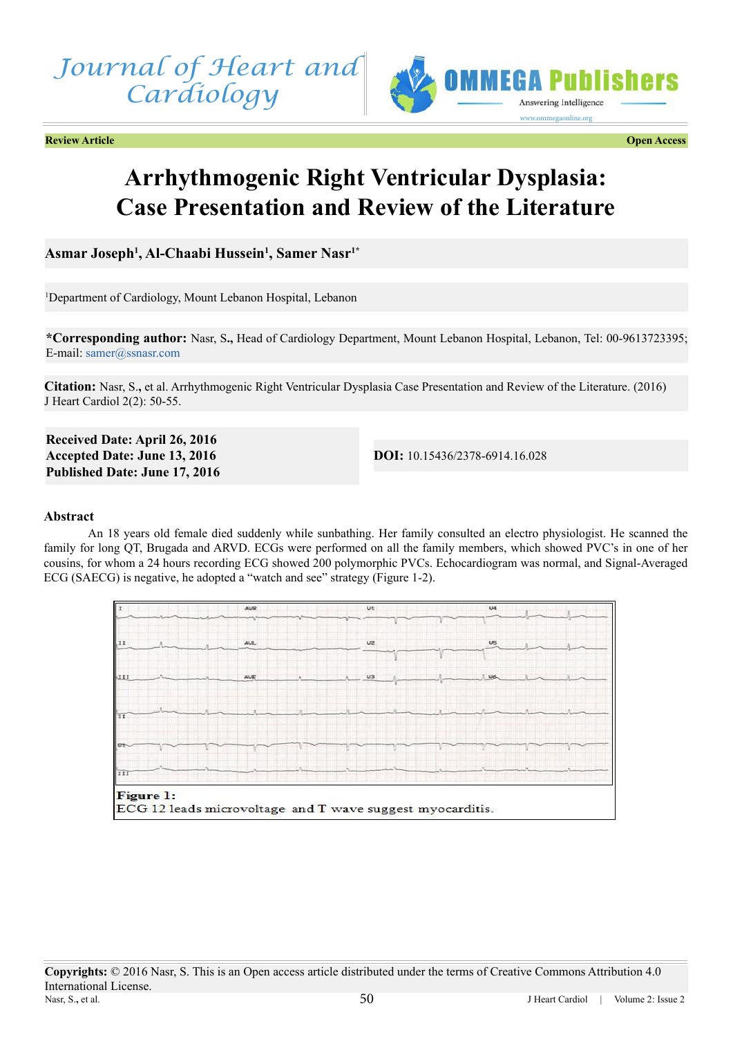Journal of Heart and Cardiology

OMMEGA Publishers

**Review Article** **Open Access**

# Arrhythmogenic Right Ventricular Dysplasia: Case Presentation and Review of the Literature

**Asmar Joseph[1], Al-Chaabi Hussein[1], Samer Nasr[1*]**

[1]Department of Cardiology, Mount Lebanon Hospital, Lebanon

***Corresponding author:** Nasr, S., Head of Cardiology Department, Mount Lebanon Hospital, Lebanon, Tel: 00-9613723395; E-mail: samer@ssnasr.com

**Citation:** Nasr, S., et al. Arrhythmogenic Right Ventricular Dysplasia Case Presentation and Review of the Literature. (2016) J Heart Cardiol 2(2): 50-55.

**Received Date: April 26, 2016**
**Accepted Date: June 13, 2016**
**Published Date: June 17, 2016**

**DOI:** 10.15436/2378-6914.16.028

## Abstract

An 18 years old female died suddenly while sunbathing. Her family consulted an electro physiologist. He scanned the family for long QT, Brugada and ARVD. ECGs were performed on all the family members, which showed PVC's in one of her cousins, for whom a 24 hours recording ECG showed 200 polymorphic PVCs. Echocardiogram was normal, and Signal-Averaged ECG (SAECG) is negative, he adopted a "watch and see" strategy (Figure 1-2).

**Figure 1:**
ECG 12 leads microvoltage and T wave suggest myocarditis.

**Copyrights:** © 2016 Nasr, S. This is an Open access article distributed under the terms of Creative Commons Attribution 4.0 International License.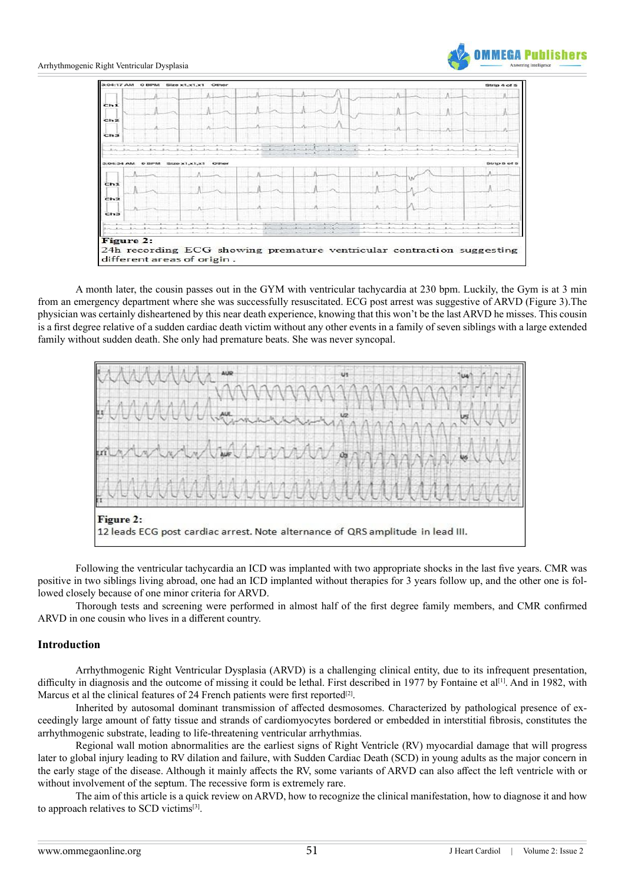**Figure 2:**
24h recording ECG showing premature ventricular contraction suggesting different areas of origin .

A month later, the cousin passes out in the GYM with ventricular tachycardia at 230 bpm. Luckily, the Gym is at 3 min from an emergency department where she was successfully resuscitated. ECG post arrest was suggestive of ARVD (Figure 3).The physician was certainly disheartened by this near death experience, knowing that this won't be the last ARVD he misses. This cousin is a first degree relative of a sudden cardiac death victim without any other events in a family of seven siblings with a large extended family without sudden death. She only had premature beats. She was never syncopal.

**Figure 2:**
12 leads ECG post cardiac arrest. Note alternance of QRS amplitude in lead III.

Following the ventricular tachycardia an ICD was implanted with two appropriate shocks in the last five years. CMR was positive in two siblings living abroad, one had an ICD implanted without therapies for 3 years follow up, and the other one is followed closely because of one minor criteria for ARVD.

Thorough tests and screening were performed in almost half of the first degree family members, and CMR confirmed ARVD in one cousin who lives in a different country.

## Introduction

Arrhythmogenic Right Ventricular Dysplasia (ARVD) is a challenging clinical entity, due to its infrequent presentation, difficulty in diagnosis and the outcome of missing it could be lethal. First described in 1977 by Fontaine et al[1]. And in 1982, with Marcus et al the clinical features of 24 French patients were first reported[2].

Inherited by autosomal dominant transmission of affected desmosomes. Characterized by pathological presence of exceedingly large amount of fatty tissue and strands of cardiomyocytes bordered or embedded in interstitial fibrosis, constitutes the arrhythmogenic substrate, leading to life-threatening ventricular arrhythmias.

Regional wall motion abnormalities are the earliest signs of Right Ventricle (RV) myocardial damage that will progress later to global injury leading to RV dilation and failure, with Sudden Cardiac Death (SCD) in young adults as the major concern in the early stage of the disease. Although it mainly affects the RV, some variants of ARVD can also affect the left ventricle with or without involvement of the septum. The recessive form is extremely rare.

The aim of this article is a quick review on ARVD, how to recognize the clinical manifestation, how to diagnose it and how to approach relatives to SCD victims[3].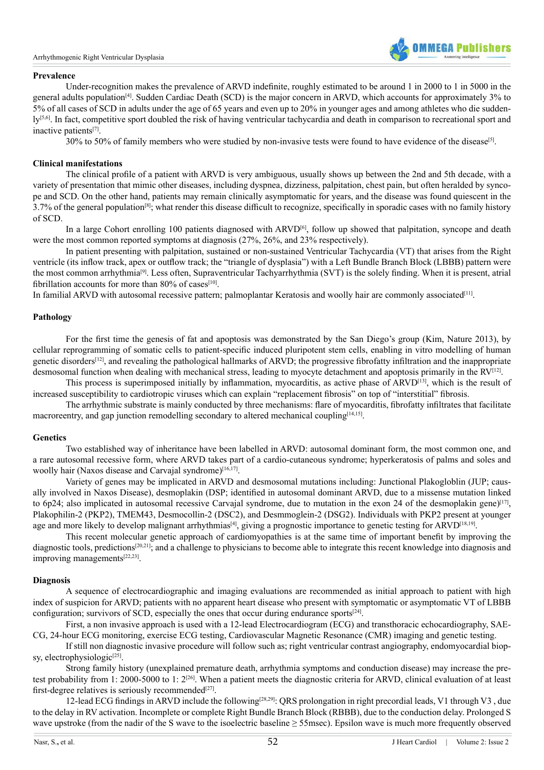## Prevalence

Under-recognition makes the prevalence of ARVD indefinite, roughly estimated to be around 1 in 2000 to 1 in 5000 in the general adults population[4]. Sudden Cardiac Death (SCD) is the major concern in ARVD, which accounts for approximately 3% to 5% of all cases of SCD in adults under the age of 65 years and even up to 20% in younger ages and among athletes who die suddenly[5,6]. In fact, competitive sport doubled the risk of having ventricular tachycardia and death in comparison to recreational sport and inactive patients[7].

30% to 50% of family members who were studied by non-invasive tests were found to have evidence of the disease[5].

## Clinical manifestations

The clinical profile of a patient with ARVD is very ambiguous, usually shows up between the 2nd and 5th decade, with a variety of presentation that mimic other diseases, including dyspnea, dizziness, palpitation, chest pain, but often heralded by syncope and SCD. On the other hand, patients may remain clinically asymptomatic for years, and the disease was found quiescent in the 3.7% of the general population[8]; what render this disease difficult to recognize, specifically in sporadic cases with no family history of SCD.

In a large Cohort enrolling 100 patients diagnosed with ARVD[6], follow up showed that palpitation, syncope and death were the most common reported symptoms at diagnosis (27%, 26%, and 23% respectively).

In patient presenting with palpitation, sustained or non-sustained Ventricular Tachycardia (VT) that arises from the Right ventricle (its inflow track, apex or outflow track; the "triangle of dysplasia") with a Left Bundle Branch Block (LBBB) pattern were the most common arrhythmia[9]. Less often, Supraventricular Tachyarrhythmia (SVT) is the solely finding. When it is present, atrial fibrillation accounts for more than 80% of cases[10].

In familial ARVD with autosomal recessive pattern; palmoplantar Keratosis and woolly hair are commonly associated[11].

## Pathology

For the first time the genesis of fat and apoptosis was demonstrated by the San Diego's group (Kim, Nature 2013), by cellular reprogramming of somatic cells to patient-specific induced pluripotent stem cells, enabling in vitro modelling of human genetic disorders[12], and revealing the pathological hallmarks of ARVD; the progressive fibrofatty infiltration and the inappropriate desmosomal function when dealing with mechanical stress, leading to myocyte detachment and apoptosis primarily in the RV[12].

This process is superimposed initially by inflammation, myocarditis, as active phase of ARVD[13], which is the result of increased susceptibility to cardiotropic viruses which can explain "replacement fibrosis" on top of "interstitial" fibrosis.

The arrhythmic substrate is mainly conducted by three mechanisms: flare of myocarditis, fibrofatty infiltrates that facilitate macroreentry, and gap junction remodelling secondary to altered mechanical coupling[14,15].

## Genetics

Two established way of inheritance have been labelled in ARVD: autosomal dominant form, the most common one, and a rare autosomal recessive form, where ARVD takes part of a cardio-cutaneous syndrome; hyperkeratosis of palms and soles and woolly hair (Naxos disease and Carvajal syndrome)[16,17].

Variety of genes may be implicated in ARVD and desmosomal mutations including: Junctional Plakogloblin (JUP; causally involved in Naxos Disease), desmoplakin (DSP; identified in autosomal dominant ARVD, due to a missense mutation linked to 6p24; also implicated in autosomal recessive Carvajal syndrome, due to mutation in the exon 24 of the desmoplakin gene)[17], Plakophilin-2 (PKP2), TMEM43, Desmocollin-2 (DSC2), and Desmmoglein-2 (DSG2). Individuals with PKP2 present at younger age and more likely to develop malignant arrhythmias[4], giving a prognostic importance to genetic testing for ARVD[18,19].

This recent molecular genetic approach of cardiomyopathies is at the same time of important benefit by improving the diagnostic tools, predictions[20,21]; and a challenge to physicians to become able to integrate this recent knowledge into diagnosis and improving managements[22,23].

## Diagnosis

A sequence of electrocardiographic and imaging evaluations are recommended as initial approach to patient with high index of suspicion for ARVD; patients with no apparent heart disease who present with symptomatic or asymptomatic VT of LBBB configuration; survivors of SCD, especially the ones that occur during endurance sports[24].

First, a non invasive approach is used with a 12-lead Electrocardiogram (ECG) and transthoracic echocardiography, SAE-CG, 24-hour ECG monitoring, exercise ECG testing, Cardiovascular Magnetic Resonance (CMR) imaging and genetic testing.

If still non diagnostic invasive procedure will follow such as; right ventricular contrast angiography, endomyocardial biopsy, electrophysiologic[25].

Strong family history (unexplained premature death, arrhythmia symptoms and conduction disease) may increase the pretest probability from 1: 2000-5000 to 1: 2[26]. When a patient meets the diagnostic criteria for ARVD, clinical evaluation of at least first-degree relatives is seriously recommended[27].

12-lead ECG findings in ARVD include the following[28,29]: QRS prolongation in right precordial leads, V1 through V3 , due to the delay in RV activation. Incomplete or complete Right Bundle Branch Block (RBBB), due to the conduction delay. Prolonged S wave upstroke (from the nadir of the S wave to the isoelectric baseline ≥ 55msec). Epsilon wave is much more frequently observed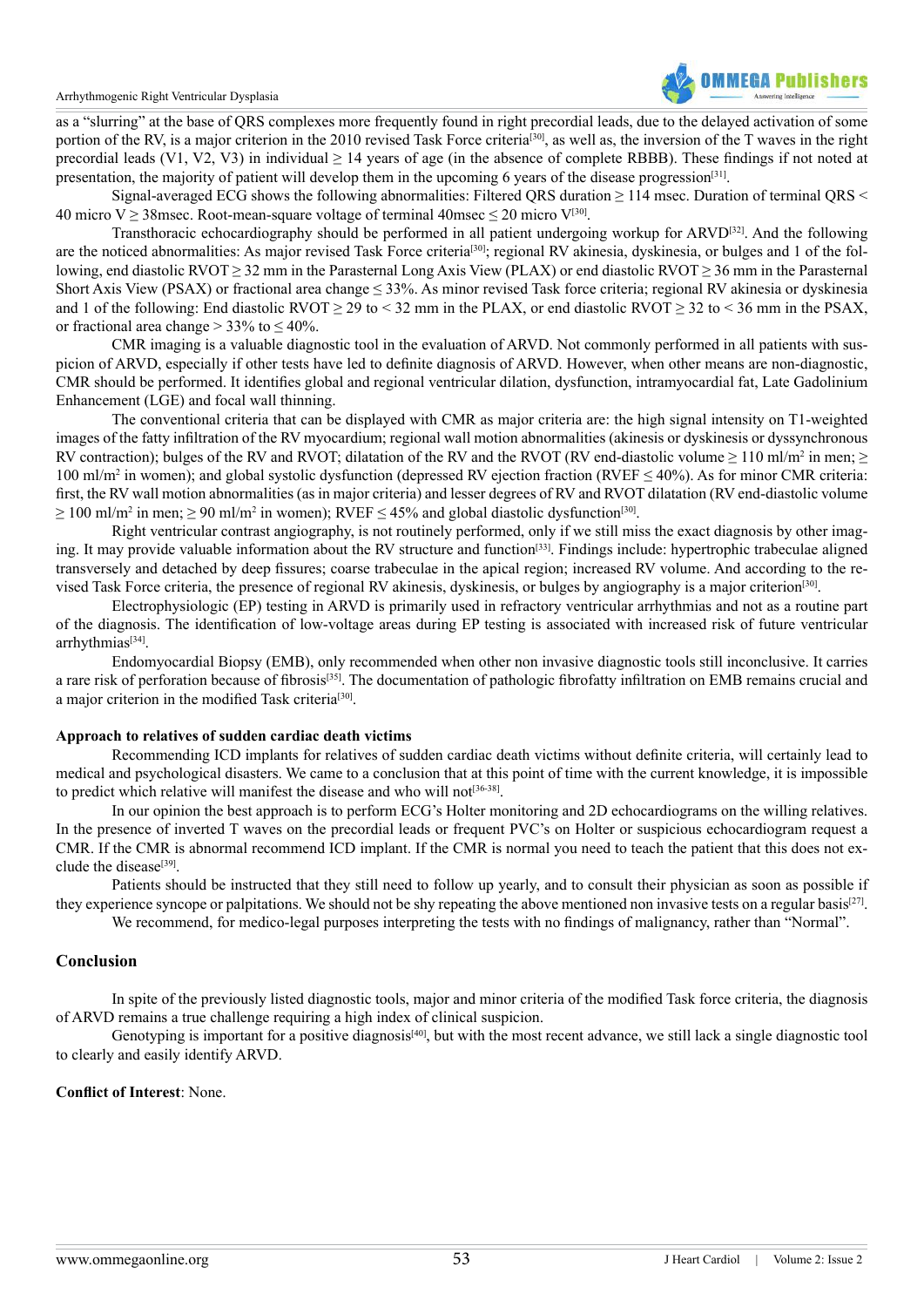as a "slurring" at the base of QRS complexes more frequently found in right precordial leads, due to the delayed activation of some portion of the RV, is a major criterion in the 2010 revised Task Force criteria[30], as well as, the inversion of the T waves in the right precordial leads (V1, V2, V3) in individual ≥ 14 years of age (in the absence of complete RBBB). These findings if not noted at presentation, the majority of patient will develop them in the upcoming 6 years of the disease progression[31].

Signal-averaged ECG shows the following abnormalities: Filtered QRS duration ≥ 114 msec. Duration of terminal QRS < 40 micro V ≥ 38msec. Root-mean-square voltage of terminal 40msec ≤ 20 micro V[30].

Transthoracic echocardiography should be performed in all patient undergoing workup for ARVD[32]. And the following are the noticed abnormalities: As major revised Task Force criteria[30]; regional RV akinesia, dyskinesia, or bulges and 1 of the following, end diastolic RVOT ≥ 32 mm in the Parasternal Long Axis View (PLAX) or end diastolic RVOT ≥ 36 mm in the Parasternal Short Axis View (PSAX) or fractional area change ≤ 33%. As minor revised Task force criteria; regional RV akinesia or dyskinesia and 1 of the following: End diastolic RVOT ≥ 29 to < 32 mm in the PLAX, or end diastolic RVOT ≥ 32 to < 36 mm in the PSAX, or fractional area change > 33% to ≤ 40%.

CMR imaging is a valuable diagnostic tool in the evaluation of ARVD. Not commonly performed in all patients with suspicion of ARVD, especially if other tests have led to definite diagnosis of ARVD. However, when other means are non-diagnostic, CMR should be performed. It identifies global and regional ventricular dilation, dysfunction, intramyocardial fat, Late Gadolinium Enhancement (LGE) and focal wall thinning.

The conventional criteria that can be displayed with CMR as major criteria are: the high signal intensity on T1-weighted images of the fatty infiltration of the RV myocardium; regional wall motion abnormalities (akinesis or dyskinesis or dyssynchronous RV contraction); bulges of the RV and RVOT; dilatation of the RV and the RVOT (RV end-diastolic volume ≥ 110 ml/m$^2$ in men; ≥ 100 ml/m$^2$ in women); and global systolic dysfunction (depressed RV ejection fraction (RVEF ≤ 40%). As for minor CMR criteria: first, the RV wall motion abnormalities (as in major criteria) and lesser degrees of RV and RVOT dilatation (RV end-diastolic volume ≥ 100 ml/m$^2$ in men; ≥ 90 ml/m$^2$ in women); RVEF ≤ 45% and global diastolic dysfunction[30].

Right ventricular contrast angiography, is not routinely performed, only if we still miss the exact diagnosis by other imaging. It may provide valuable information about the RV structure and function[33]. Findings include: hypertrophic trabeculae aligned transversely and detached by deep fissures; coarse trabeculae in the apical region; increased RV volume. And according to the revised Task Force criteria, the presence of regional RV akinesis, dyskinesis, or bulges by angiography is a major criterion[30].

Electrophysiologic (EP) testing in ARVD is primarily used in refractory ventricular arrhythmias and not as a routine part of the diagnosis. The identification of low-voltage areas during EP testing is associated with increased risk of future ventricular arrhythmias[34].

Endomyocardial Biopsy (EMB), only recommended when other non invasive diagnostic tools still inconclusive. It carries a rare risk of perforation because of fibrosis[35]. The documentation of pathologic fibrofatty infiltration on EMB remains crucial and a major criterion in the modified Task criteria[30].

**Approach to relatives of sudden cardiac death victims**

Recommending ICD implants for relatives of sudden cardiac death victims without definite criteria, will certainly lead to medical and psychological disasters. We came to a conclusion that at this point of time with the current knowledge, it is impossible to predict which relative will manifest the disease and who will not[36-38].

In our opinion the best approach is to perform ECG's Holter monitoring and 2D echocardiograms on the willing relatives. In the presence of inverted T waves on the precordial leads or frequent PVC's on Holter or suspicious echocardiogram request a CMR. If the CMR is abnormal recommend ICD implant. If the CMR is normal you need to teach the patient that this does not exclude the disease[39].

Patients should be instructed that they still need to follow up yearly, and to consult their physician as soon as possible if they experience syncope or palpitations. We should not be shy repeating the above mentioned non invasive tests on a regular basis[27].

We recommend, for medico-legal purposes interpreting the tests with no findings of malignancy, rather than "Normal".

## Conclusion

In spite of the previously listed diagnostic tools, major and minor criteria of the modified Task force criteria, the diagnosis of ARVD remains a true challenge requiring a high index of clinical suspicion.

Genotyping is important for a positive diagnosis[40], but with the most recent advance, we still lack a single diagnostic tool to clearly and easily identify ARVD.

**Conflict of Interest**: None.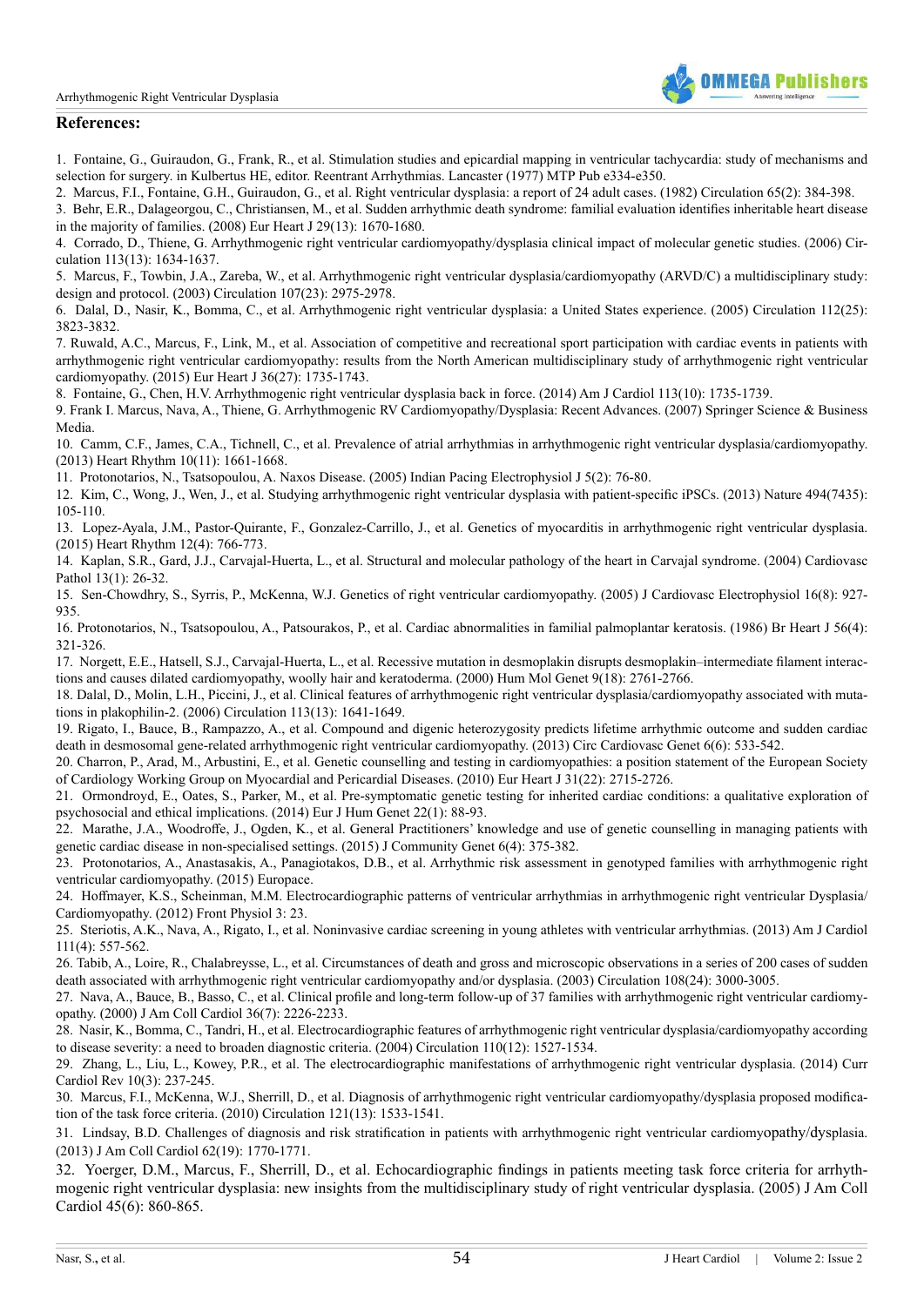## References:

1. Fontaine, G., Guiraudon, G., Frank, R., et al. Stimulation studies and epicardial mapping in ventricular tachycardia: study of mechanisms and selection for surgery. in Kulbertus HE, editor. Reentrant Arrhythmias. Lancaster (1977) MTP Pub e334-e350.
2. Marcus, F.I., Fontaine, G.H., Guiraudon, G., et al. Right ventricular dysplasia: a report of 24 adult cases. (1982) Circulation 65(2): 384-398.
3. Behr, E.R., Dalageorgou, C., Christiansen, M., et al. Sudden arrhythmic death syndrome: familial evaluation identifies inheritable heart disease in the majority of families. (2008) Eur Heart J 29(13): 1670-1680.
4. Corrado, D., Thiene, G. Arrhythmogenic right ventricular cardiomyopathy/dysplasia clinical impact of molecular genetic studies. (2006) Circulation 113(13): 1634-1637.
5. Marcus, F., Towbin, J.A., Zareba, W., et al. Arrhythmogenic right ventricular dysplasia/cardiomyopathy (ARVD/C) a multidisciplinary study: design and protocol. (2003) Circulation 107(23): 2975-2978.
6. Dalal, D., Nasir, K., Bomma, C., et al. Arrhythmogenic right ventricular dysplasia: a United States experience. (2005) Circulation 112(25): 3823-3832.
7. Ruwald, A.C., Marcus, F., Link, M., et al. Association of competitive and recreational sport participation with cardiac events in patients with arrhythmogenic right ventricular cardiomyopathy: results from the North American multidisciplinary study of arrhythmogenic right ventricular cardiomyopathy. (2015) Eur Heart J 36(27): 1735-1743.
8. Fontaine, G., Chen, H.V. Arrhythmogenic right ventricular dysplasia back in force. (2014) Am J Cardiol 113(10): 1735-1739.
9. Frank I. Marcus, Nava, A., Thiene, G. Arrhythmogenic RV Cardiomyopathy/Dysplasia: Recent Advances. (2007) Springer Science & Business Media.
10. Camm, C.F., James, C.A., Tichnell, C., et al. Prevalence of atrial arrhythmias in arrhythmogenic right ventricular dysplasia/cardiomyopathy. (2013) Heart Rhythm 10(11): 1661-1668.
11. Protonotarios, N., Tsatsopoulou, A. Naxos Disease. (2005) Indian Pacing Electrophysiol J 5(2): 76-80.
12. Kim, C., Wong, J., Wen, J., et al. Studying arrhythmogenic right ventricular dysplasia with patient-specific iPSCs. (2013) Nature 494(7435): 105-110.
13. Lopez-Ayala, J.M., Pastor-Quirante, F., Gonzalez-Carrillo, J., et al. Genetics of myocarditis in arrhythmogenic right ventricular dysplasia. (2015) Heart Rhythm 12(4): 766-773.
14. Kaplan, S.R., Gard, J.J., Carvajal-Huerta, L., et al. Structural and molecular pathology of the heart in Carvajal syndrome. (2004) Cardiovasc Pathol 13(1): 26-32.
15. Sen-Chowdhry, S., Syrris, P., McKenna, W.J. Genetics of right ventricular cardiomyopathy. (2005) J Cardiovasc Electrophysiol 16(8): 927-935.
16. Protonotarios, N., Tsatsopoulou, A., Patsourakos, P., et al. Cardiac abnormalities in familial palmoplantar keratosis. (1986) Br Heart J 56(4): 321-326.
17. Norgett, E.E., Hatsell, S.J., Carvajal-Huerta, L., et al. Recessive mutation in desmoplakin disrupts desmoplakin–intermediate filament interactions and causes dilated cardiomyopathy, woolly hair and keratoderma. (2000) Hum Mol Genet 9(18): 2761-2766.
18. Dalal, D., Molin, L.H., Piccini, J., et al. Clinical features of arrhythmogenic right ventricular dysplasia/cardiomyopathy associated with mutations in plakophilin-2. (2006) Circulation 113(13): 1641-1649.
19. Rigato, I., Bauce, B., Rampazzo, A., et al. Compound and digenic heterozygosity predicts lifetime arrhythmic outcome and sudden cardiac death in desmosomal gene-related arrhythmogenic right ventricular cardiomyopathy. (2013) Circ Cardiovasc Genet 6(6): 533-542.
20. Charron, P., Arad, M., Arbustini, E., et al. Genetic counselling and testing in cardiomyopathies: a position statement of the European Society of Cardiology Working Group on Myocardial and Pericardial Diseases. (2010) Eur Heart J 31(22): 2715-2726.
21. Ormondroyd, E., Oates, S., Parker, M., et al. Pre-symptomatic genetic testing for inherited cardiac conditions: a qualitative exploration of psychosocial and ethical implications. (2014) Eur J Hum Genet 22(1): 88-93.
22. Marathe, J.A., Woodroffe, J., Ogden, K., et al. General Practitioners' knowledge and use of genetic counselling in managing patients with genetic cardiac disease in non-specialised settings. (2015) J Community Genet 6(4): 375-382.
23. Protonotarios, A., Anastasakis, A., Panagiotakos, D.B., et al. Arrhythmic risk assessment in genotyped families with arrhythmogenic right ventricular cardiomyopathy. (2015) Europace.
24. Hoffmayer, K.S., Scheinman, M.M. Electrocardiographic patterns of ventricular arrhythmias in arrhythmogenic right ventricular Dysplasia/Cardiomyopathy. (2012) Front Physiol 3: 23.
25. Steriotis, A.K., Nava, A., Rigato, I., et al. Noninvasive cardiac screening in young athletes with ventricular arrhythmias. (2013) Am J Cardiol 111(4): 557-562.
26. Tabib, A., Loire, R., Chalabreysse, L., et al. Circumstances of death and gross and microscopic observations in a series of 200 cases of sudden death associated with arrhythmogenic right ventricular cardiomyopathy and/or dysplasia. (2003) Circulation 108(24): 3000-3005.
27. Nava, A., Bauce, B., Basso, C., et al. Clinical profile and long-term follow-up of 37 families with arrhythmogenic right ventricular cardiomyopathy. (2000) J Am Coll Cardiol 36(7): 2226-2233.
28. Nasir, K., Bomma, C., Tandri, H., et al. Electrocardiographic features of arrhythmogenic right ventricular dysplasia/cardiomyopathy according to disease severity: a need to broaden diagnostic criteria. (2004) Circulation 110(12): 1527-1534.
29. Zhang, L., Liu, L., Kowey, P.R., et al. The electrocardiographic manifestations of arrhythmogenic right ventricular dysplasia. (2014) Curr Cardiol Rev 10(3): 237-245.
30. Marcus, F.I., McKenna, W.J., Sherrill, D., et al. Diagnosis of arrhythmogenic right ventricular cardiomyopathy/dysplasia proposed modification of the task force criteria. (2010) Circulation 121(13): 1533-1541.
31. Lindsay, B.D. Challenges of diagnosis and risk stratification in patients with arrhythmogenic right ventricular cardiomyopathy/dysplasia. (2013) J Am Coll Cardiol 62(19): 1770-1771.
32. Yoerger, D.M., Marcus, F., Sherrill, D., et al. Echocardiographic findings in patients meeting task force criteria for arrhythmogenic right ventricular dysplasia: new insights from the multidisciplinary study of right ventricular dysplasia. (2005) J Am Coll Cardiol 45(6): 860-865.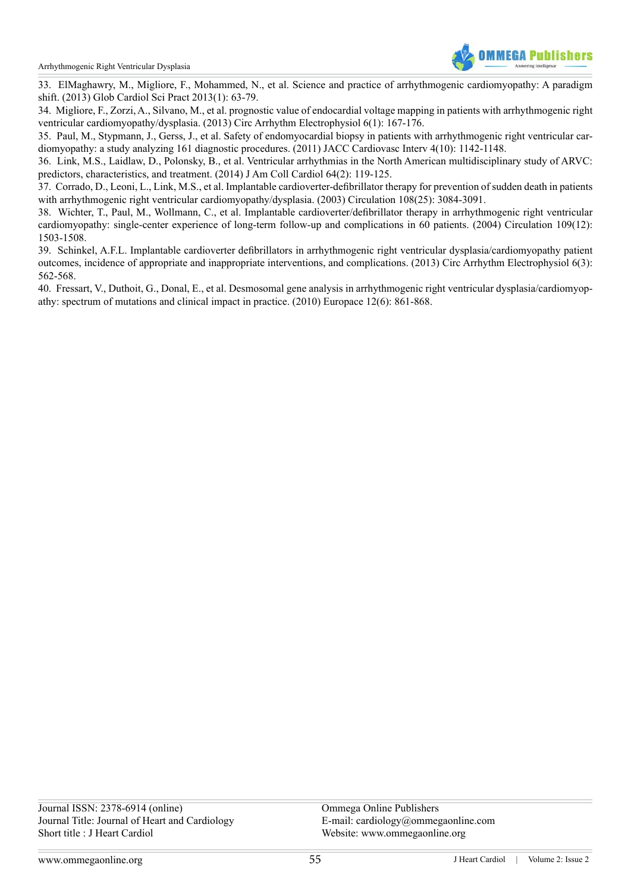33. ElMaghawry, M., Migliore, F., Mohammed, N., et al. Science and practice of arrhythmogenic cardiomyopathy: A paradigm shift. (2013) Glob Cardiol Sci Pract 2013(1): 63-79.

34. Migliore, F., Zorzi, A., Silvano, M., et al. prognostic value of endocardial voltage mapping in patients with arrhythmogenic right ventricular cardiomyopathy/dysplasia. (2013) Circ Arrhythm Electrophysiol 6(1): 167-176.

35. Paul, M., Stypmann, J., Gerss, J., et al. Safety of endomyocardial biopsy in patients with arrhythmogenic right ventricular cardiomyopathy: a study analyzing 161 diagnostic procedures. (2011) JACC Cardiovasc Interv 4(10): 1142-1148.

36. Link, M.S., Laidlaw, D., Polonsky, B., et al. Ventricular arrhythmias in the North American multidisciplinary study of ARVC: predictors, characteristics, and treatment. (2014) J Am Coll Cardiol 64(2): 119-125.

37. Corrado, D., Leoni, L., Link, M.S., et al. Implantable cardioverter-defibrillator therapy for prevention of sudden death in patients with arrhythmogenic right ventricular cardiomyopathy/dysplasia. (2003) Circulation 108(25): 3084-3091.

38. Wichter, T., Paul, M., Wollmann, C., et al. Implantable cardioverter/defibrillator therapy in arrhythmogenic right ventricular cardiomyopathy: single-center experience of long-term follow-up and complications in 60 patients. (2004) Circulation 109(12): 1503-1508.

39. Schinkel, A.F.L. Implantable cardioverter defibrillators in arrhythmogenic right ventricular dysplasia/cardiomyopathy patient outcomes, incidence of appropriate and inappropriate interventions, and complications. (2013) Circ Arrhythm Electrophysiol 6(3): 562-568.

40. Fressart, V., Duthoit, G., Donal, E., et al. Desmosomal gene analysis in arrhythmogenic right ventricular dysplasia/cardiomyopathy: spectrum of mutations and clinical impact in practice. (2010) Europace 12(6): 861-868.

Journal ISSN: 2378-6914 (online)
Journal Title: Journal of Heart and Cardiology
Short title : J Heart Cardiol

Ommega Online Publishers
E-mail: cardiology@ommegaonline.com
Website: www.ommegaonline.org